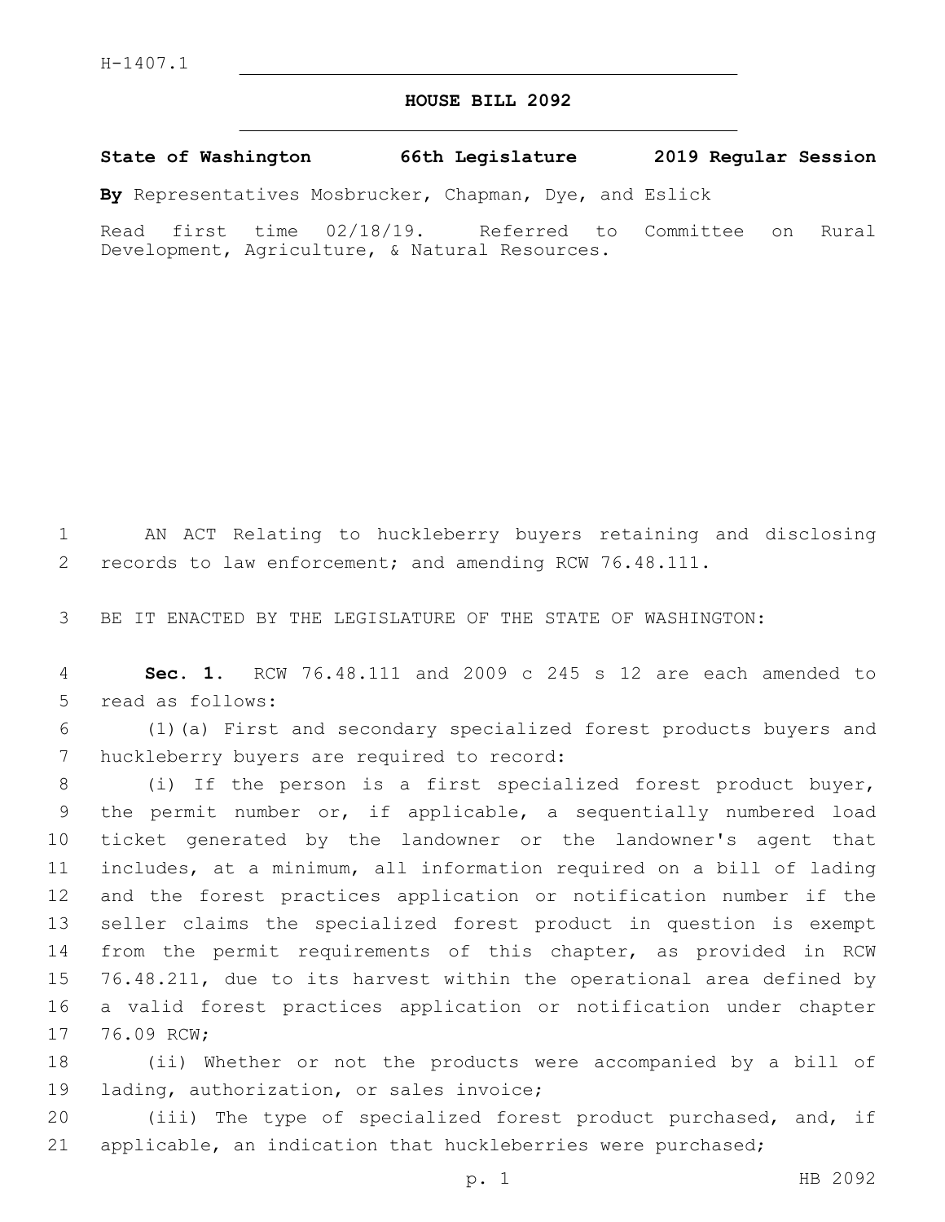H-1407.1

# HOUSE BILL 2092

**State of Washington 66th Legislature 2019 Regular Session**

**By** Representatives Mosbrucker, Chapman, Dye, and Eslick

Read first time 02/18/19. Referred to Committee on Rural Development, Agriculture, & Natural Resources.

AN ACT Relating to huckleberry buyers retaining and disclosing records to law enforcement; and amending RCW 76.48.111.

BE IT ENACTED BY THE LEGISLATURE OF THE STATE OF WASHINGTON:

**Sec. 1.** RCW 76.48.111 and 2009 c 245 s 12 are each amended to read as follows:

(1)(a) First and secondary specialized forest products buyers and huckleberry buyers are required to record:

(i) If the person is a first specialized forest product buyer, the permit number or, if applicable, a sequentially numbered load ticket generated by the landowner or the landowner's agent that includes, at a minimum, all information required on a bill of lading and the forest practices application or notification number if the seller claims the specialized forest product in question is exempt from the permit requirements of this chapter, as provided in RCW 76.48.211, due to its harvest within the operational area defined by a valid forest practices application or notification under chapter 76.09 RCW;

(ii) Whether or not the products were accompanied by a bill of lading, authorization, or sales invoice;

(iii) The type of specialized forest product purchased, and, if applicable, an indication that huckleberries were purchased;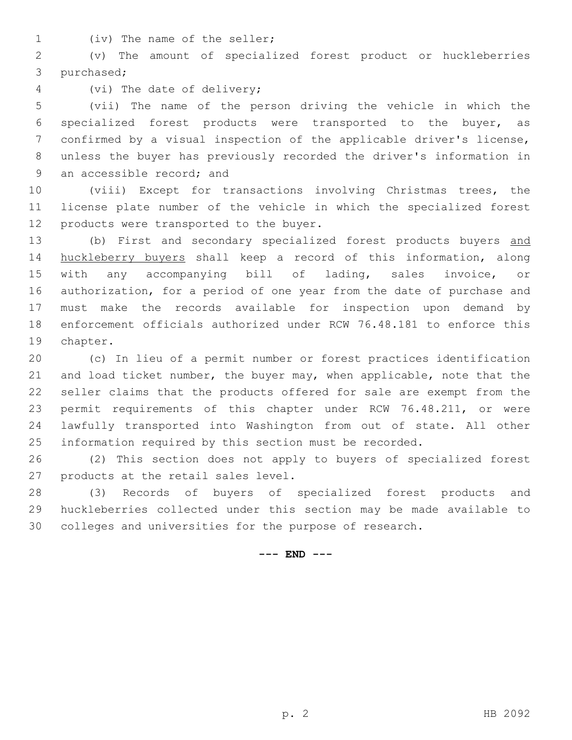(iv) The name of the seller;

(v) The amount of specialized forest product or huckleberries purchased;

(vi) The date of delivery;

(vii) The name of the person driving the vehicle in which the specialized forest products were transported to the buyer, as confirmed by a visual inspection of the applicable driver's license, unless the buyer has previously recorded the driver's information in an accessible record; and

(viii) Except for transactions involving Christmas trees, the license plate number of the vehicle in which the specialized forest products were transported to the buyer.

(b) First and secondary specialized forest products buyers <u>and huckleberry buyers</u> shall keep a record of this information, along with any accompanying bill of lading, sales invoice, or authorization, for a period of one year from the date of purchase and must make the records available for inspection upon demand by enforcement officials authorized under RCW 76.48.181 to enforce this chapter.

(c) In lieu of a permit number or forest practices identification and load ticket number, the buyer may, when applicable, note that the seller claims that the products offered for sale are exempt from the permit requirements of this chapter under RCW 76.48.211, or were lawfully transported into Washington from out of state. All other information required by this section must be recorded.

(2) This section does not apply to buyers of specialized forest products at the retail sales level.

(3) Records of buyers of specialized forest products and huckleberries collected under this section may be made available to colleges and universities for the purpose of research.

**--- END ---**